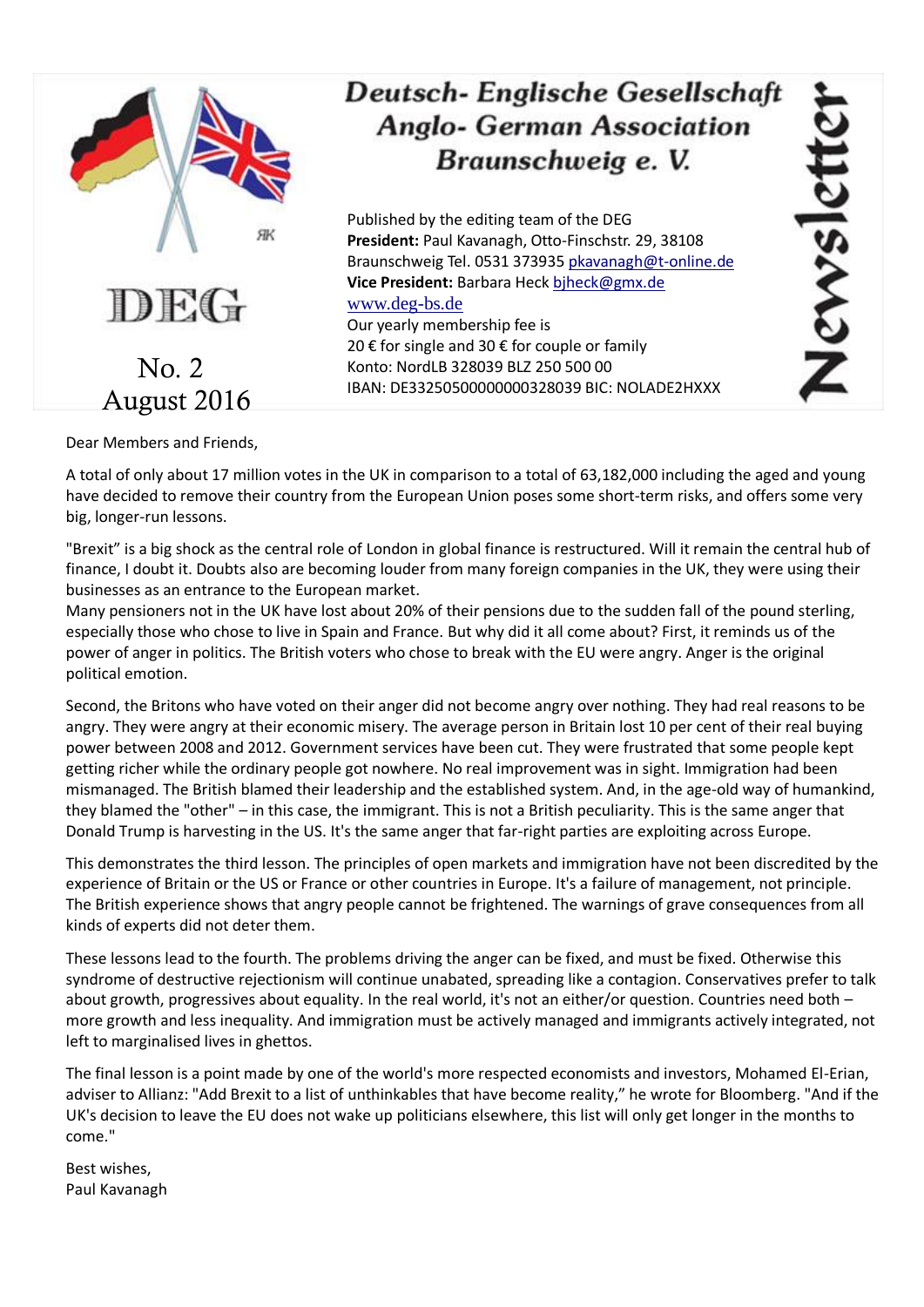# Deutsch- Englische Gesellschaft
# Anglo- German Association
# Braunschweig e. V.

**Newsletter**

DEG

No. 2
August 2016

Published by the editing team of the DEG
**President:** Paul Kavanagh, Otto-Finschstr. 29, 38108 Braunschweig Tel. 0531 373935 pkavanagh@t-online.de
**Vice President:** Barbara Heck bjheck@gmx.de
www.deg-bs.de
Our yearly membership fee is
20 € for single and 30 € for couple or family
Konto: NordLB 328039 BLZ 250 500 00
IBAN: DE33250500000000328039 BIC: NOLADE2HXXX

Dear Members and Friends,

A total of only about 17 million votes in the UK in comparison to a total of 63,182,000 including the aged and young have decided to remove their country from the European Union poses some short-term risks, and offers some very big, longer-run lessons.

"Brexit" is a big shock as the central role of London in global finance is restructured. Will it remain the central hub of finance, I doubt it. Doubts also are becoming louder from many foreign companies in the UK, they were using their businesses as an entrance to the European market.
Many pensioners not in the UK have lost about 20% of their pensions due to the sudden fall of the pound sterling, especially those who chose to live in Spain and France. But why did it all come about? First, it reminds us of the power of anger in politics. The British voters who chose to break with the EU were angry. Anger is the original political emotion.

Second, the Britons who have voted on their anger did not become angry over nothing. They had real reasons to be angry. They were angry at their economic misery. The average person in Britain lost 10 per cent of their real buying power between 2008 and 2012. Government services have been cut. They were frustrated that some people kept getting richer while the ordinary people got nowhere. No real improvement was in sight. Immigration had been mismanaged. The British blamed their leadership and the established system. And, in the age-old way of humankind, they blamed the "other" – in this case, the immigrant. This is not a British peculiarity. This is the same anger that Donald Trump is harvesting in the US. It's the same anger that far-right parties are exploiting across Europe.

This demonstrates the third lesson. The principles of open markets and immigration have not been discredited by the experience of Britain or the US or France or other countries in Europe. It's a failure of management, not principle. The British experience shows that angry people cannot be frightened. The warnings of grave consequences from all kinds of experts did not deter them.

These lessons lead to the fourth. The problems driving the anger can be fixed, and must be fixed. Otherwise this syndrome of destructive rejectionism will continue unabated, spreading like a contagion. Conservatives prefer to talk about growth, progressives about equality. In the real world, it's not an either/or question. Countries need both – more growth and less inequality. And immigration must be actively managed and immigrants actively integrated, not left to marginalised lives in ghettos.

The final lesson is a point made by one of the world's more respected economists and investors, Mohamed El-Erian, adviser to Allianz: "Add Brexit to a list of unthinkables that have become reality," he wrote for Bloomberg. "And if the UK's decision to leave the EU does not wake up politicians elsewhere, this list will only get longer in the months to come."

Best wishes,
Paul Kavanagh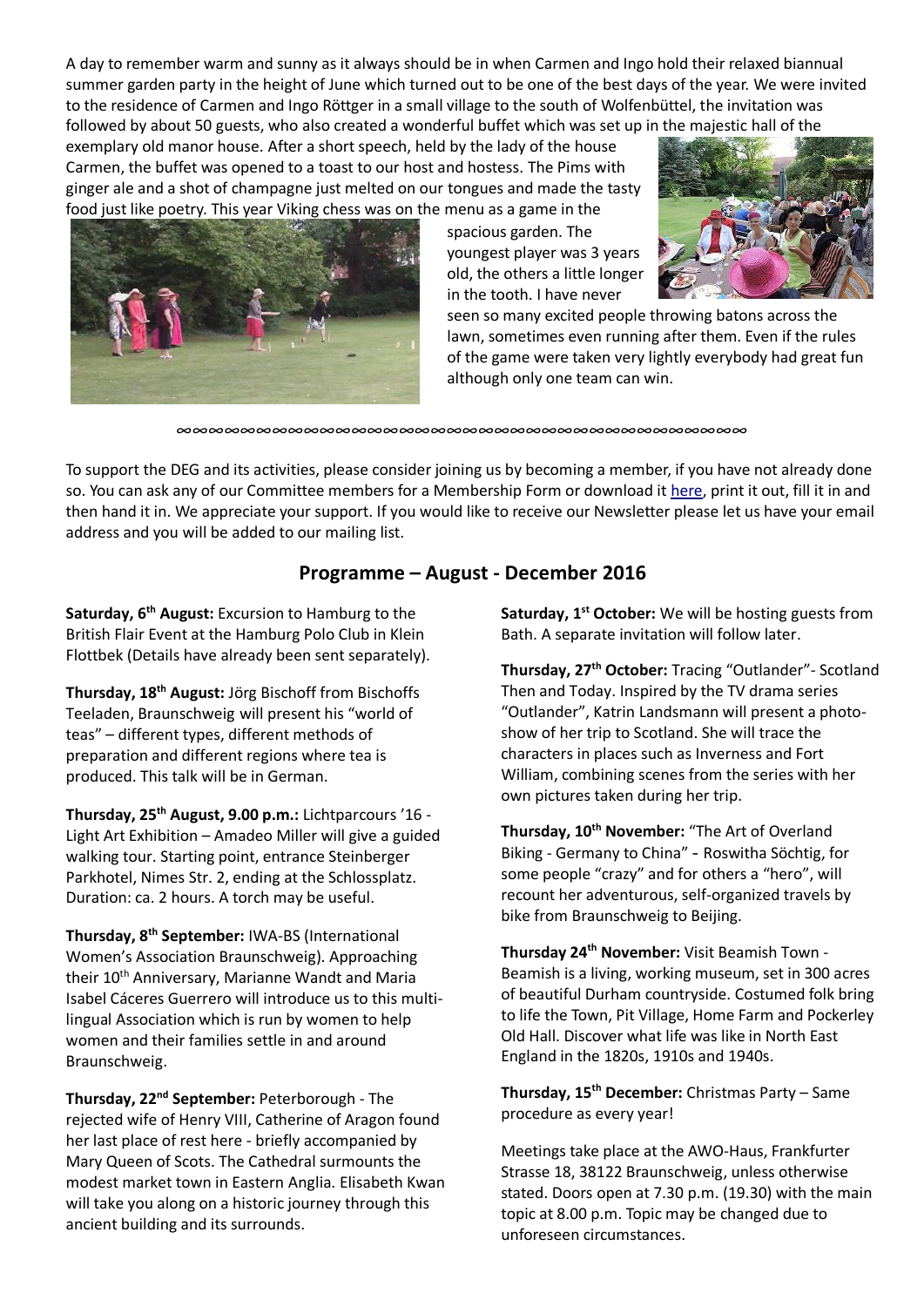A day to remember warm and sunny as it always should be in when Carmen and Ingo hold their relaxed biannual summer garden party in the height of June which turned out to be one of the best days of the year. We were invited to the residence of Carmen and Ingo Röttger in a small village to the south of Wolfenbüttel, the invitation was followed by about 50 guests, who also created a wonderful buffet which was set up in the majestic hall of the exemplary old manor house. After a short speech, held by the lady of the house Carmen, the buffet was opened to a toast to our host and hostess. The Pims with ginger ale and a shot of champagne just melted on our tongues and made the tasty food just like poetry. This year Viking chess was on the menu as a game in the spacious garden. The youngest player was 3 years old, the others a little longer in the tooth. I have never seen so many excited people throwing batons across the lawn, sometimes even running after them. Even if the rules of the game were taken very lightly everybody had great fun although only one team can win.

∞∞∞∞∞∞∞∞∞∞∞∞∞∞∞∞∞∞∞∞∞∞∞∞∞∞∞∞∞∞∞∞∞∞∞∞∞∞∞∞∞∞∞

To support the DEG and its activities, please consider joining us by becoming a member, if you have not already done so. You can ask any of our Committee members for a Membership Form or download it here, print it out, fill it in and then hand it in. We appreciate your support. If you would like to receive our Newsletter please let us have your email address and you will be added to our mailing list.

## Programme – August - December 2016

**Saturday, 6th August:** Excursion to Hamburg to the British Flair Event at the Hamburg Polo Club in Klein Flottbek (Details have already been sent separately).

**Thursday, 18th August:** Jörg Bischoff from Bischoffs Teeladen, Braunschweig will present his "world of teas" – different types, different methods of preparation and different regions where tea is produced. This talk will be in German.

**Thursday, 25th August, 9.00 p.m.:** Lichtparcours '16 - Light Art Exhibition – Amadeo Miller will give a guided walking tour. Starting point, entrance Steinberger Parkhotel, Nimes Str. 2, ending at the Schlossplatz. Duration: ca. 2 hours. A torch may be useful.

**Thursday, 8th September:** IWA-BS (International Women's Association Braunschweig). Approaching their 10th Anniversary, Marianne Wandt and Maria Isabel Cáceres Guerrero will introduce us to this multi-lingual Association which is run by women to help women and their families settle in and around Braunschweig.

**Thursday, 22nd September:** Peterborough - The rejected wife of Henry VIII, Catherine of Aragon found her last place of rest here - briefly accompanied by Mary Queen of Scots. The Cathedral surmounts the modest market town in Eastern Anglia. Elisabeth Kwan will take you along on a historic journey through this ancient building and its surrounds.

**Saturday, 1st October:** We will be hosting guests from Bath. A separate invitation will follow later.

**Thursday, 27th October:** Tracing "Outlander"- Scotland Then and Today. Inspired by the TV drama series "Outlander", Katrin Landsmann will present a photo-show of her trip to Scotland. She will trace the characters in places such as Inverness and Fort William, combining scenes from the series with her own pictures taken during her trip.

**Thursday, 10th November:** "The Art of Overland Biking - Germany to China" - Roswitha Söchtig, for some people "crazy" and for others a "hero", will recount her adventurous, self-organized travels by bike from Braunschweig to Beijing.

**Thursday 24th November:** Visit Beamish Town - Beamish is a living, working museum, set in 300 acres of beautiful Durham countryside. Costumed folk bring to life the Town, Pit Village, Home Farm and Pockerley Old Hall. Discover what life was like in North East England in the 1820s, 1910s and 1940s.

**Thursday, 15th December:** Christmas Party – Same procedure as every year!

Meetings take place at the AWO-Haus, Frankfurter Strasse 18, 38122 Braunschweig, unless otherwise stated. Doors open at 7.30 p.m. (19.30) with the main topic at 8.00 p.m. Topic may be changed due to unforeseen circumstances.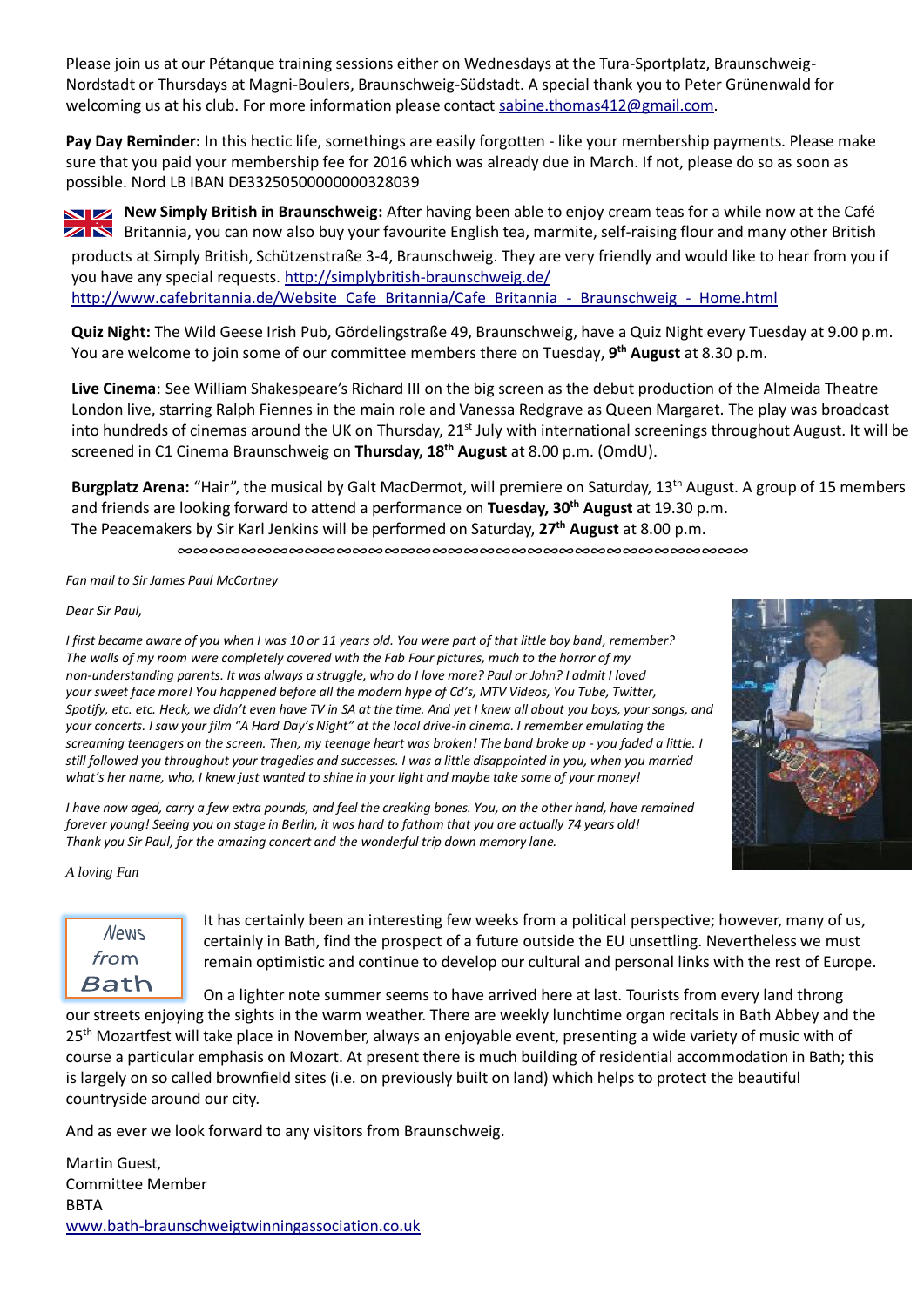Please join us at our Pétanque training sessions either on Wednesdays at the Tura-Sportplatz, Braunschweig-Nordstadt or Thursdays at Magni-Boulers, Braunschweig-Südstadt. A special thank you to Peter Grünenwald for welcoming us at his club. For more information please contact sabine.thomas412@gmail.com.

**Pay Day Reminder:** In this hectic life, somethings are easily forgotten - like your membership payments. Please make sure that you paid your membership fee for 2016 which was already due in March. If not, please do so as soon as possible. Nord LB IBAN DE33250500000000328039

**New Simply British in Braunschweig:** After having been able to enjoy cream teas for a while now at the Café Britannia, you can now also buy your favourite English tea, marmite, self-raising flour and many other British products at Simply British, Schützenstraße 3-4, Braunschweig. They are very friendly and would like to hear from you if you have any special requests. http://simplybritish-braunschweig.de/
http://www.cafebritannia.de/Website_Cafe_Britannia/Cafe_Britannia_-_Braunschweig_-_Home.html

**Quiz Night:** The Wild Geese Irish Pub, Gördelingstraße 49, Braunschweig, have a Quiz Night every Tuesday at 9.00 p.m. You are welcome to join some of our committee members there on Tuesday, **9th August** at 8.30 p.m.

**Live Cinema**: See William Shakespeare's Richard III on the big screen as the debut production of the Almeida Theatre London live, starring Ralph Fiennes in the main role and Vanessa Redgrave as Queen Margaret. The play was broadcast into hundreds of cinemas around the UK on Thursday, 21st July with international screenings throughout August. It will be screened in C1 Cinema Braunschweig on **Thursday, 18th August** at 8.00 p.m. (OmdU).

**Burgplatz Arena:** "Hair", the musical by Galt MacDermot, will premiere on Saturday, 13th August. A group of 15 members and friends are looking forward to attend a performance on **Tuesday, 30th August** at 19.30 p.m.
The Peacemakers by Sir Karl Jenkins will be performed on Saturday, **27th August** at 8.00 p.m.

---

*Fan mail to Sir James Paul McCartney*

*Dear Sir Paul,*

*I first became aware of you when I was 10 or 11 years old. You were part of that little boy band, remember? The walls of my room were completely covered with the Fab Four pictures, much to the horror of my non-understanding parents. It was always a struggle, who do I love more? Paul or John? I admit I loved your sweet face more! You happened before all the modern hype of Cd's, MTV Videos, You Tube, Twitter, Spotify, etc. etc. Heck, we didn't even have TV in SA at the time. And yet I knew all about you boys, your songs, and your concerts. I saw your film "A Hard Day's Night" at the local drive-in cinema. I remember emulating the screaming teenagers on the screen. Then, my teenage heart was broken! The band broke up - you faded a little. I still followed you throughout your tragedies and successes. I was a little disappointed in you, when you married what's her name, who, I knew just wanted to shine in your light and maybe take some of your money!*

*I have now aged, carry a few extra pounds, and feel the creaking bones. You, on the other hand, have remained forever young! Seeing you on stage in Berlin, it was hard to fathom that you are actually 74 years old! Thank you Sir Paul, for the amazing concert and the wonderful trip down memory lane.*

*A loving Fan*

## News from Bath

It has certainly been an interesting few weeks from a political perspective; however, many of us, certainly in Bath, find the prospect of a future outside the EU unsettling. Nevertheless we must remain optimistic and continue to develop our cultural and personal links with the rest of Europe.

On a lighter note summer seems to have arrived here at last. Tourists from every land throng our streets enjoying the sights in the warm weather. There are weekly lunchtime organ recitals in Bath Abbey and the 25th Mozartfest will take place in November, always an enjoyable event, presenting a wide variety of music with of course a particular emphasis on Mozart. At present there is much building of residential accommodation in Bath; this is largely on so called brownfield sites (i.e. on previously built on land) which helps to protect the beautiful countryside around our city.

And as ever we look forward to any visitors from Braunschweig.

Martin Guest,
Committee Member
BBTA
www.bath-braunschweigtwinningassociation.co.uk